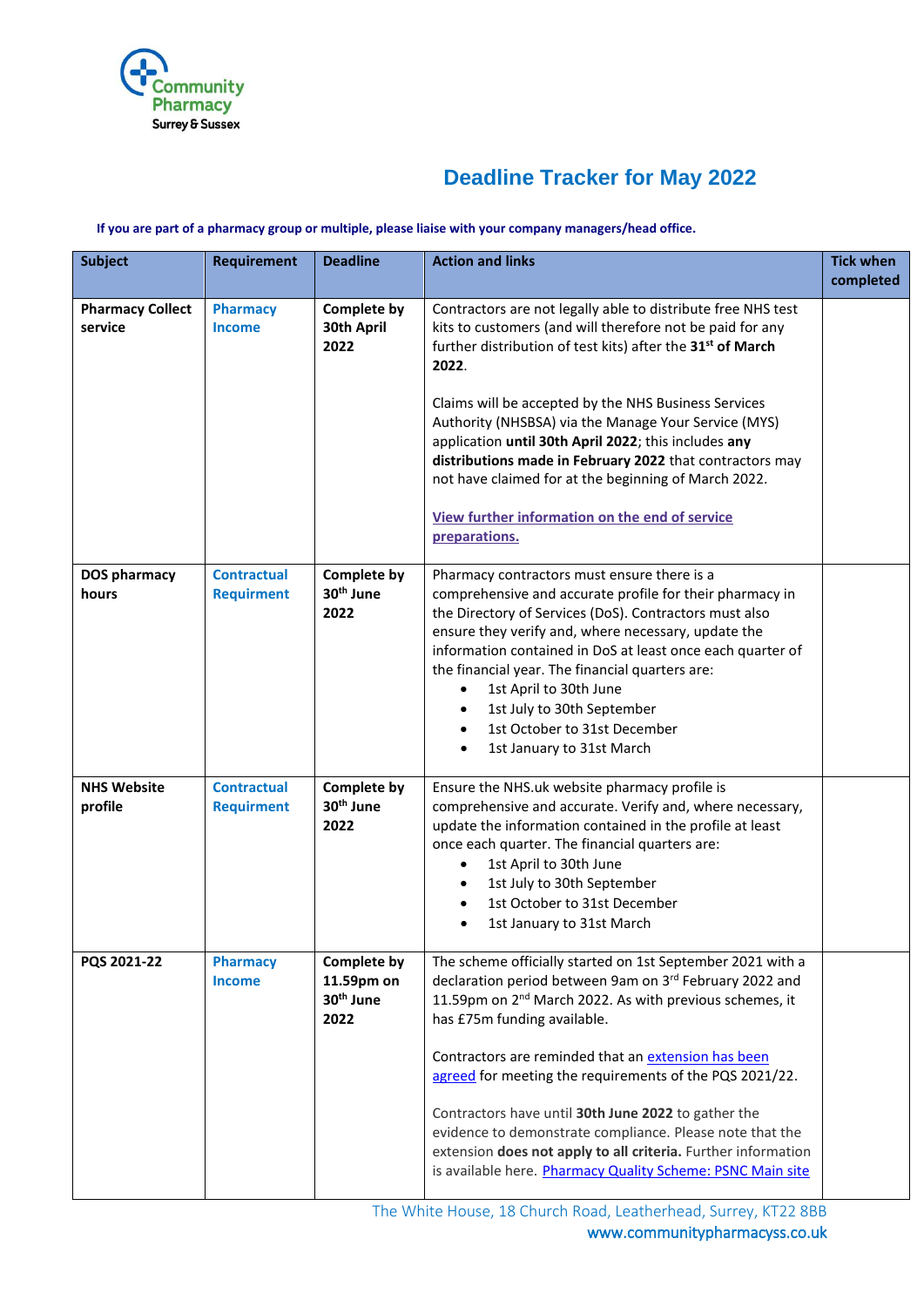Community Pharmacy Surrey & Sussex

# Deadline Tracker for May 2022

**If you are part of a pharmacy group or multiple, please liaise with your company managers/head office.**

| Subject | Requirement | Deadline | Action and links | Tick when completed |
|---|---|---|---|---|
| **Pharmacy Collect service** | **Pharmacy Income** | **Complete by 30th April 2022** | Contractors are not legally able to distribute free NHS test kits to customers (and will therefore not be paid for any further distribution of test kits) after the **31st of March 2022**.<br><br>Claims will be accepted by the NHS Business Services Authority (NHSBSA) via the Manage Your Service (MYS) application **until 30th April 2022**; this includes **any distributions made in February 2022** that contractors may not have claimed for at the beginning of March 2022.<br><br>**View further information on the end of service preparations.** | |
| **DOS pharmacy hours** | **Contractual Requirment** | **Complete by 30th June 2022** | Pharmacy contractors must ensure there is a comprehensive and accurate profile for their pharmacy in the Directory of Services (DoS). Contractors must also ensure they verify and, where necessary, update the information contained in DoS at least once each quarter of the financial year. The financial quarters are:<br>• 1st April to 30th June<br>• 1st July to 30th September<br>• 1st October to 31st December<br>• 1st January to 31st March | |
| **NHS Website profile** | **Contractual Requirment** | **Complete by 30th June 2022** | Ensure the NHS.uk website pharmacy profile is comprehensive and accurate. Verify and, where necessary, update the information contained in the profile at least once each quarter. The financial quarters are:<br>• 1st April to 30th June<br>• 1st July to 30th September<br>• 1st October to 31st December<br>• 1st January to 31st March | |
| **PQS 2021-22** | **Pharmacy Income** | **Complete by 11.59pm on 30th June 2022** | The scheme officially started on 1st September 2021 with a declaration period between 9am on 3rd February 2022 and 11.59pm on 2nd March 2022. As with previous schemes, it has £75m funding available.<br><br>Contractors are reminded that an extension has been agreed for meeting the requirements of the PQS 2021/22.<br><br>Contractors have until **30th June 2022** to gather the evidence to demonstrate compliance. Please note that the extension **does not apply to all criteria.** Further information is available here. Pharmacy Quality Scheme: PSNC Main site | |

The White House, 18 Church Road, Leatherhead, Surrey, KT22 8BB
www.communitypharmacyss.co.uk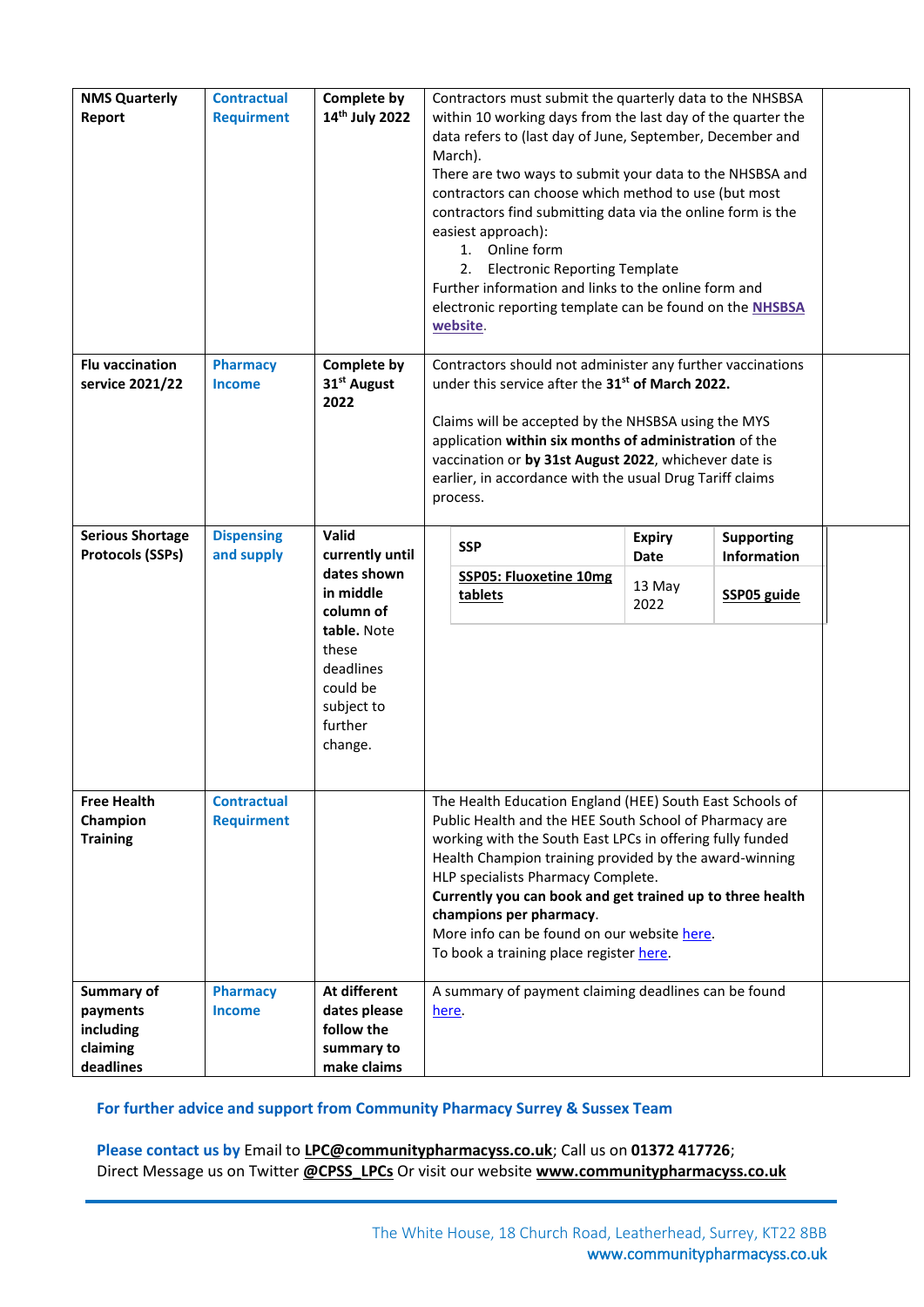| **NMS Quarterly Report** | **Contractual Requirment** | **Complete by 14th July 2022** | Contractors must submit the quarterly data to the NHSBSA within 10 working days from the last day of the quarter the data refers to (last day of June, September, December and March).<br>There are two ways to submit your data to the NHSBSA and contractors can choose which method to use (but most contractors find submitting data via the online form is the easiest approach):<br>1. Online form<br>2. Electronic Reporting Template<br>Further information and links to the online form and electronic reporting template can be found on the **NHSBSA website**. | |
|---|---|---|---|---|
| **Flu vaccination service 2021/22** | **Pharmacy Income** | **Complete by 31st August 2022** | Contractors should not administer any further vaccinations under this service after the **31st of March 2022.**<br><br>Claims will be accepted by the NHSBSA using the MYS application **within six months of administration** of the vaccination or **by 31st August 2022**, whichever date is earlier, in accordance with the usual Drug Tariff claims process. | |
| **Serious Shortage Protocols (SSPs)** | **Dispensing and supply** | **Valid currently until dates shown in middle column of table.** Note these deadlines could be subject to further change. | **SSP** \| **Expiry Date** \| **Supporting Information**<br>**SSP05: Fluoxetine 10mg tablets** \| 13 May 2022 \| **SSP05 guide** | |
| **Free Health Champion Training** | **Contractual Requirment** | | The Health Education England (HEE) South East Schools of Public Health and the HEE South School of Pharmacy are working with the South East LPCs in offering fully funded Health Champion training provided by the award-winning HLP specialists Pharmacy Complete.<br>**Currently you can book and get trained up to three health champions per pharmacy**.<br>More info can be found on our website here.<br>To book a training place register here. | |
| **Summary of payments including claiming deadlines** | **Pharmacy Income** | **At different dates please follow the summary to make claims** | A summary of payment claiming deadlines can be found here. | |

**For further advice and support from Community Pharmacy Surrey & Sussex Team**

**Please contact us by** Email to **LPC@communitypharmacyss.co.uk**; Call us on **01372 417726**; Direct Message us on Twitter **@CPSS_LPCs** Or visit our website **www.communitypharmacyss.co.uk**

The White House, 18 Church Road, Leatherhead, Surrey, KT22 8BB
www.communitypharmacyss.co.uk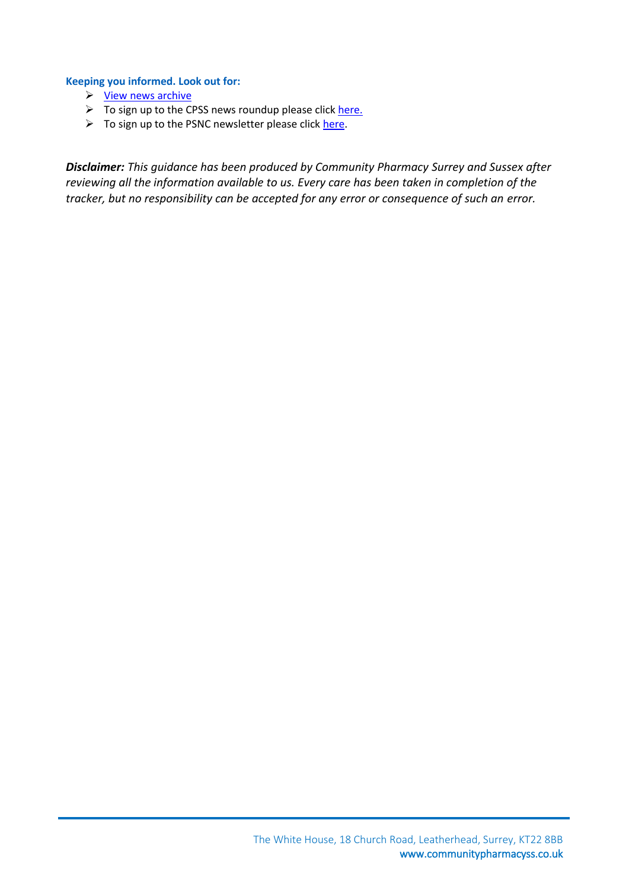**Keeping you informed. Look out for:**

- View news archive
- To sign up to the CPSS news roundup please click here.
- To sign up to the PSNC newsletter please click here.

***Disclaimer:*** *This guidance has been produced by Community Pharmacy Surrey and Sussex after reviewing all the information available to us. Every care has been taken in completion of the tracker, but no responsibility can be accepted for any error or consequence of such an error.*